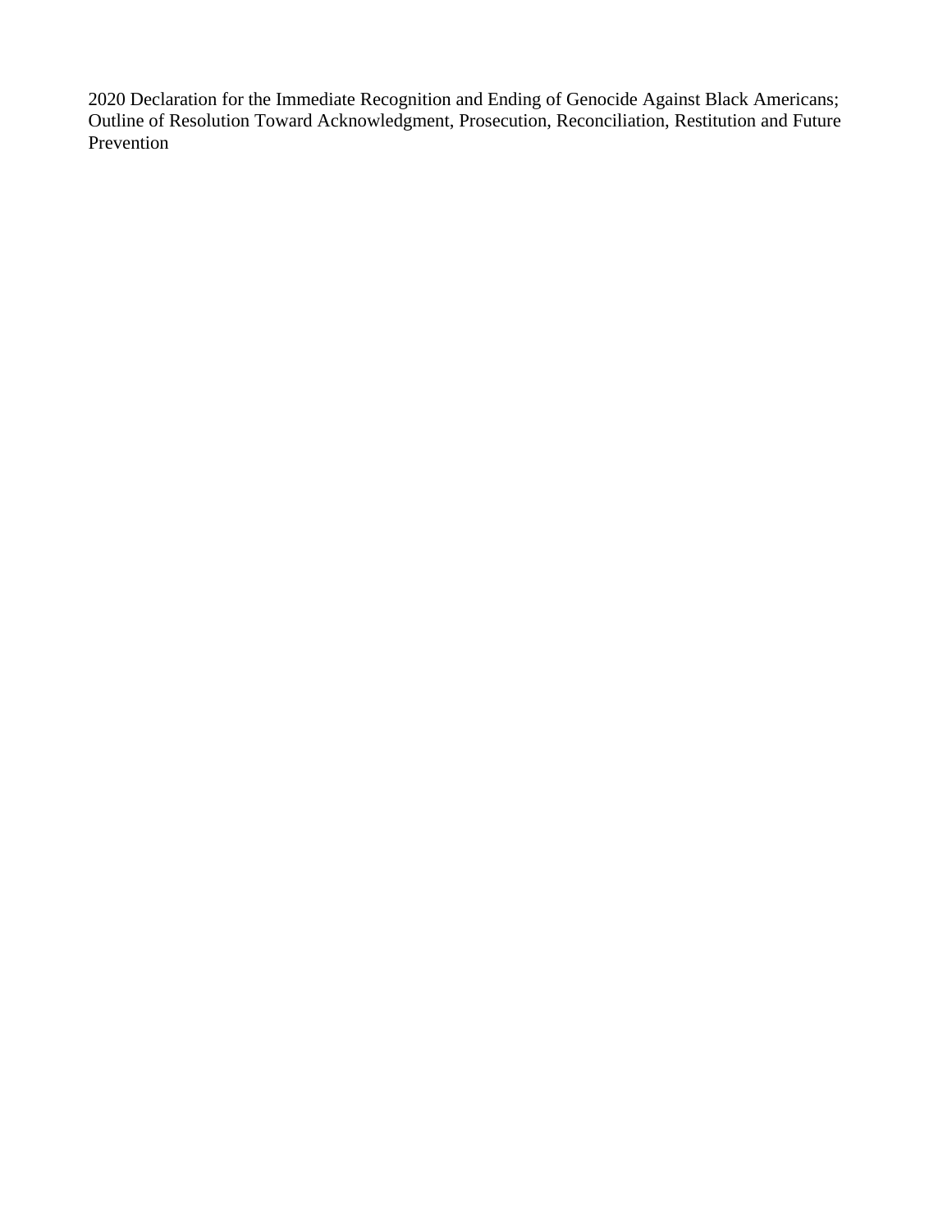2020 Declaration for the Immediate Recognition and Ending of Genocide Against Black Americans; Outline of Resolution Toward Acknowledgment, Prosecution, Reconciliation, Restitution and Future Prevention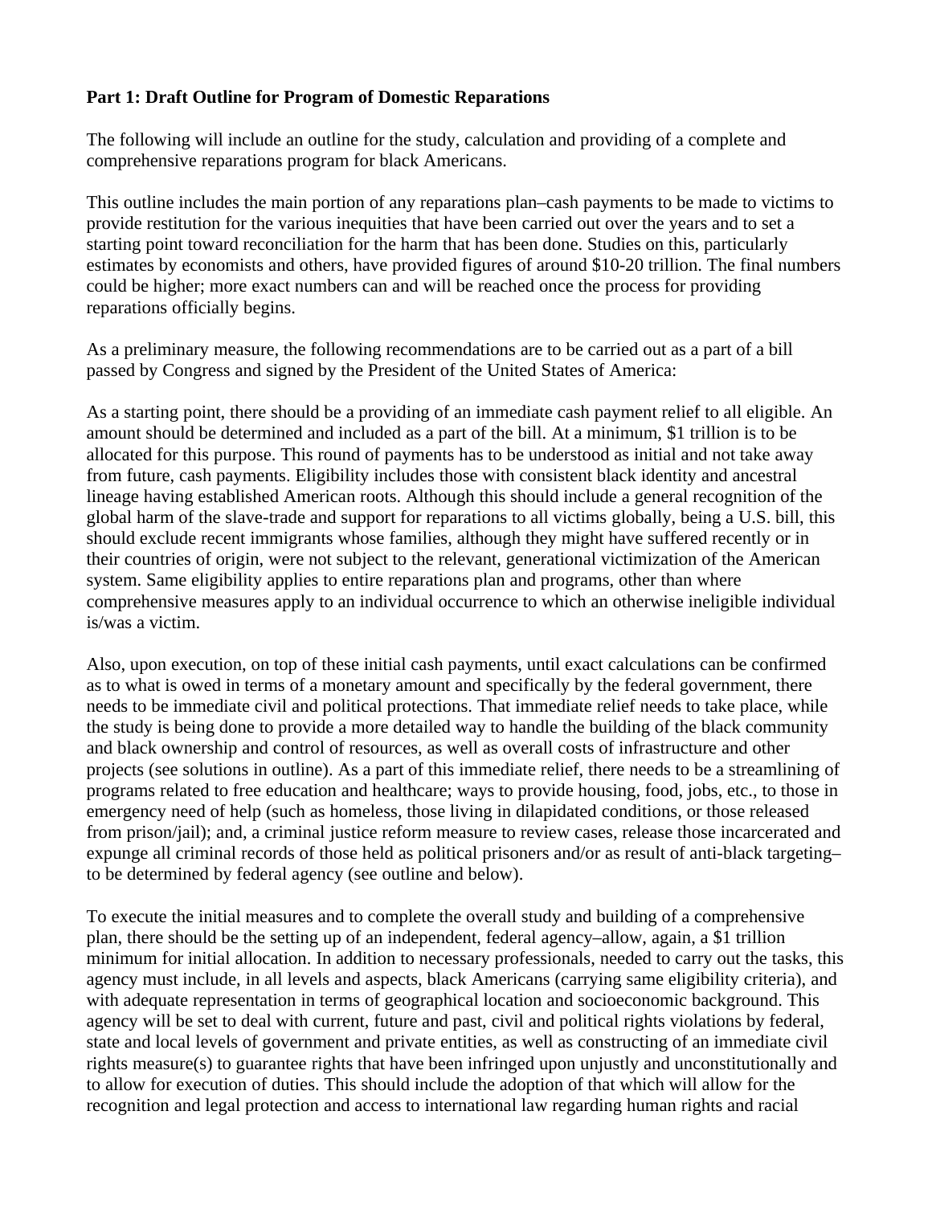**Part 1: Draft Outline for Program of Domestic Reparations**

The following will include an outline for the study, calculation and providing of a complete and comprehensive reparations program for black Americans.

This outline includes the main portion of any reparations plan–cash payments to be made to victims to provide restitution for the various inequities that have been carried out over the years and to set a starting point toward reconciliation for the harm that has been done. Studies on this, particularly estimates by economists and others, have provided figures of around $10-20 trillion. The final numbers could be higher; more exact numbers can and will be reached once the process for providing reparations officially begins.

As a preliminary measure, the following recommendations are to be carried out as a part of a bill passed by Congress and signed by the President of the United States of America:

As a starting point, there should be a providing of an immediate cash payment relief to all eligible. An amount should be determined and included as a part of the bill. At a minimum, $1 trillion is to be allocated for this purpose. This round of payments has to be understood as initial and not take away from future, cash payments. Eligibility includes those with consistent black identity and ancestral lineage having established American roots. Although this should include a general recognition of the global harm of the slave-trade and support for reparations to all victims globally, being a U.S. bill, this should exclude recent immigrants whose families, although they might have suffered recently or in their countries of origin, were not subject to the relevant, generational victimization of the American system. Same eligibility applies to entire reparations plan and programs, other than where comprehensive measures apply to an individual occurrence to which an otherwise ineligible individual is/was a victim.

Also, upon execution, on top of these initial cash payments, until exact calculations can be confirmed as to what is owed in terms of a monetary amount and specifically by the federal government, there needs to be immediate civil and political protections. That immediate relief needs to take place, while the study is being done to provide a more detailed way to handle the building of the black community and black ownership and control of resources, as well as overall costs of infrastructure and other projects (see solutions in outline). As a part of this immediate relief, there needs to be a streamlining of programs related to free education and healthcare; ways to provide housing, food, jobs, etc., to those in emergency need of help (such as homeless, those living in dilapidated conditions, or those released from prison/jail); and, a criminal justice reform measure to review cases, release those incarcerated and expunge all criminal records of those held as political prisoners and/or as result of anti-black targeting–to be determined by federal agency (see outline and below).

To execute the initial measures and to complete the overall study and building of a comprehensive plan, there should be the setting up of an independent, federal agency–allow, again, a $1 trillion minimum for initial allocation. In addition to necessary professionals, needed to carry out the tasks, this agency must include, in all levels and aspects, black Americans (carrying same eligibility criteria), and with adequate representation in terms of geographical location and socioeconomic background. This agency will be set to deal with current, future and past, civil and political rights violations by federal, state and local levels of government and private entities, as well as constructing of an immediate civil rights measure(s) to guarantee rights that have been infringed upon unjustly and unconstitutionally and to allow for execution of duties. This should include the adoption of that which will allow for the recognition and legal protection and access to international law regarding human rights and racial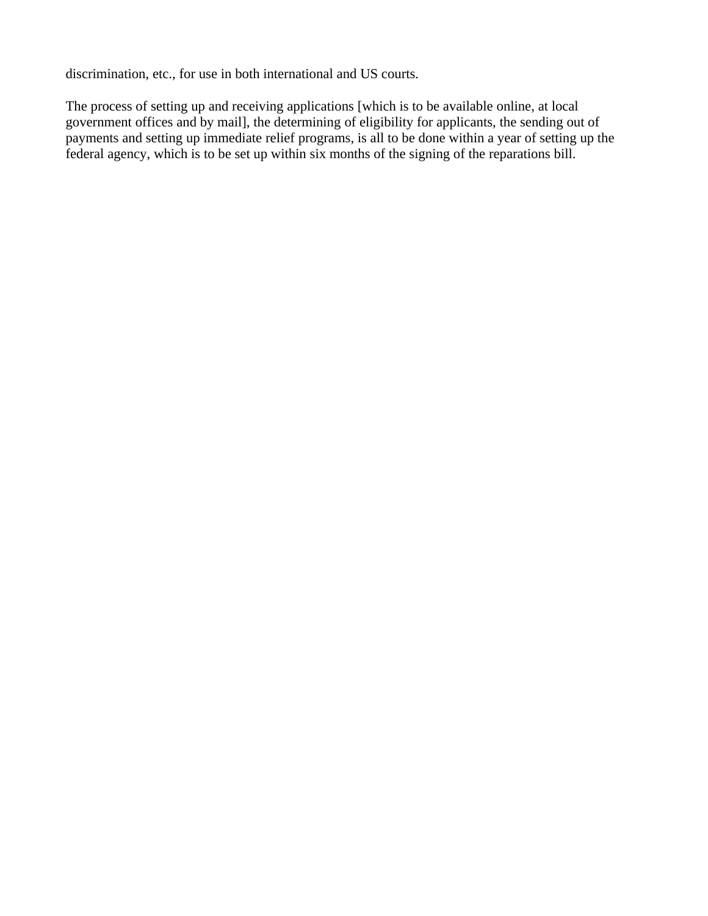discrimination, etc., for use in both international and US courts.

The process of setting up and receiving applications [which is to be available online, at local government offices and by mail], the determining of eligibility for applicants, the sending out of payments and setting up immediate relief programs, is all to be done within a year of setting up the federal agency, which is to be set up within six months of the signing of the reparations bill.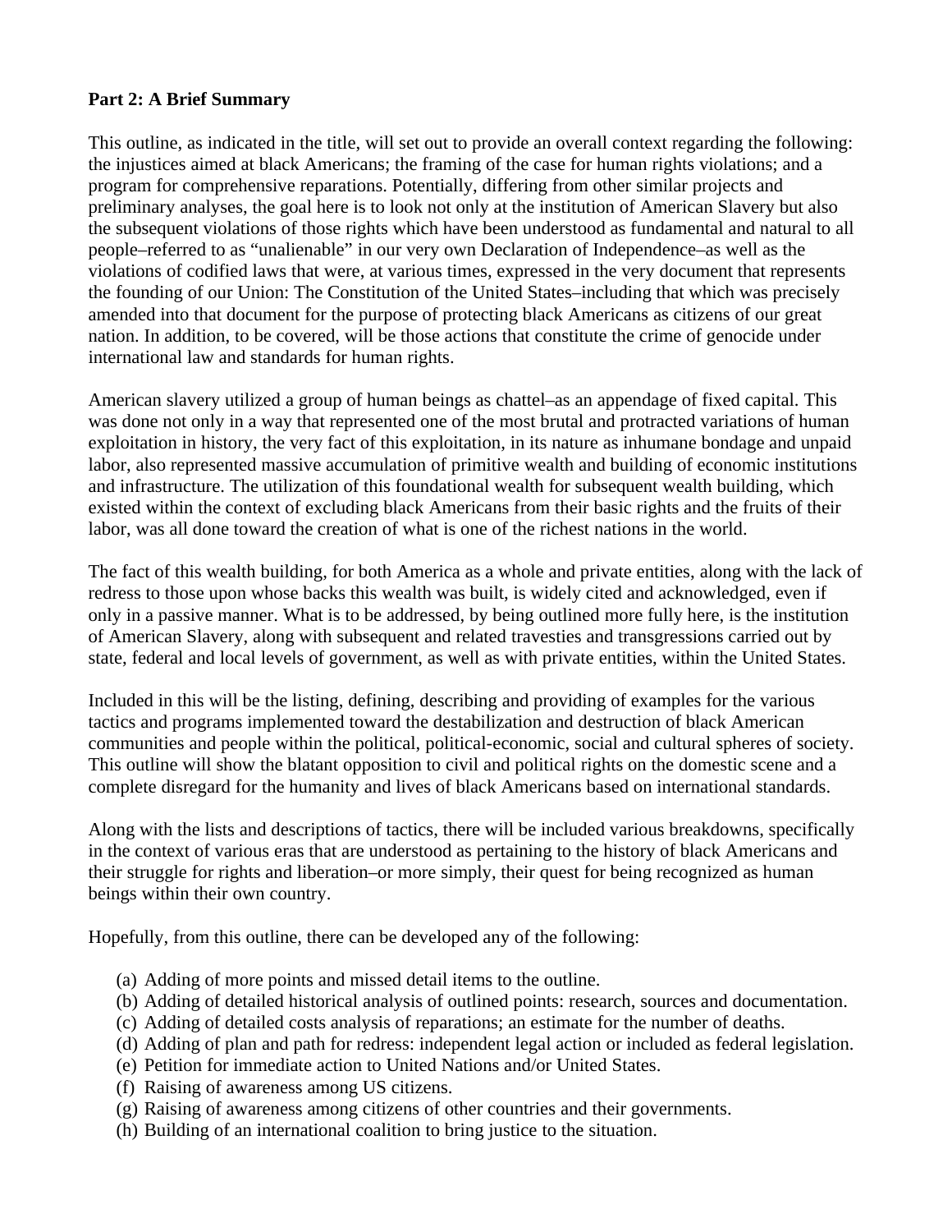**Part 2: A Brief Summary**

This outline, as indicated in the title, will set out to provide an overall context regarding the following: the injustices aimed at black Americans; the framing of the case for human rights violations; and a program for comprehensive reparations. Potentially, differing from other similar projects and preliminary analyses, the goal here is to look not only at the institution of American Slavery but also the subsequent violations of those rights which have been understood as fundamental and natural to all people–referred to as "unalienable" in our very own Declaration of Independence–as well as the violations of codified laws that were, at various times, expressed in the very document that represents the founding of our Union: The Constitution of the United States–including that which was precisely amended into that document for the purpose of protecting black Americans as citizens of our great nation. In addition, to be covered, will be those actions that constitute the crime of genocide under international law and standards for human rights.

American slavery utilized a group of human beings as chattel–as an appendage of fixed capital. This was done not only in a way that represented one of the most brutal and protracted variations of human exploitation in history, the very fact of this exploitation, in its nature as inhumane bondage and unpaid labor, also represented massive accumulation of primitive wealth and building of economic institutions and infrastructure. The utilization of this foundational wealth for subsequent wealth building, which existed within the context of excluding black Americans from their basic rights and the fruits of their labor, was all done toward the creation of what is one of the richest nations in the world.

The fact of this wealth building, for both America as a whole and private entities, along with the lack of redress to those upon whose backs this wealth was built, is widely cited and acknowledged, even if only in a passive manner. What is to be addressed, by being outlined more fully here, is the institution of American Slavery, along with subsequent and related travesties and transgressions carried out by state, federal and local levels of government, as well as with private entities, within the United States.

Included in this will be the listing, defining, describing and providing of examples for the various tactics and programs implemented toward the destabilization and destruction of black American communities and people within the political, political-economic, social and cultural spheres of society. This outline will show the blatant opposition to civil and political rights on the domestic scene and a complete disregard for the humanity and lives of black Americans based on international standards.

Along with the lists and descriptions of tactics, there will be included various breakdowns, specifically in the context of various eras that are understood as pertaining to the history of black Americans and their struggle for rights and liberation–or more simply, their quest for being recognized as human beings within their own country.

Hopefully, from this outline, there can be developed any of the following:

(a) Adding of more points and missed detail items to the outline.
(b) Adding of detailed historical analysis of outlined points: research, sources and documentation.
(c) Adding of detailed costs analysis of reparations; an estimate for the number of deaths.
(d) Adding of plan and path for redress: independent legal action or included as federal legislation.
(e) Petition for immediate action to United Nations and/or United States.
(f) Raising of awareness among US citizens.
(g) Raising of awareness among citizens of other countries and their governments.
(h) Building of an international coalition to bring justice to the situation.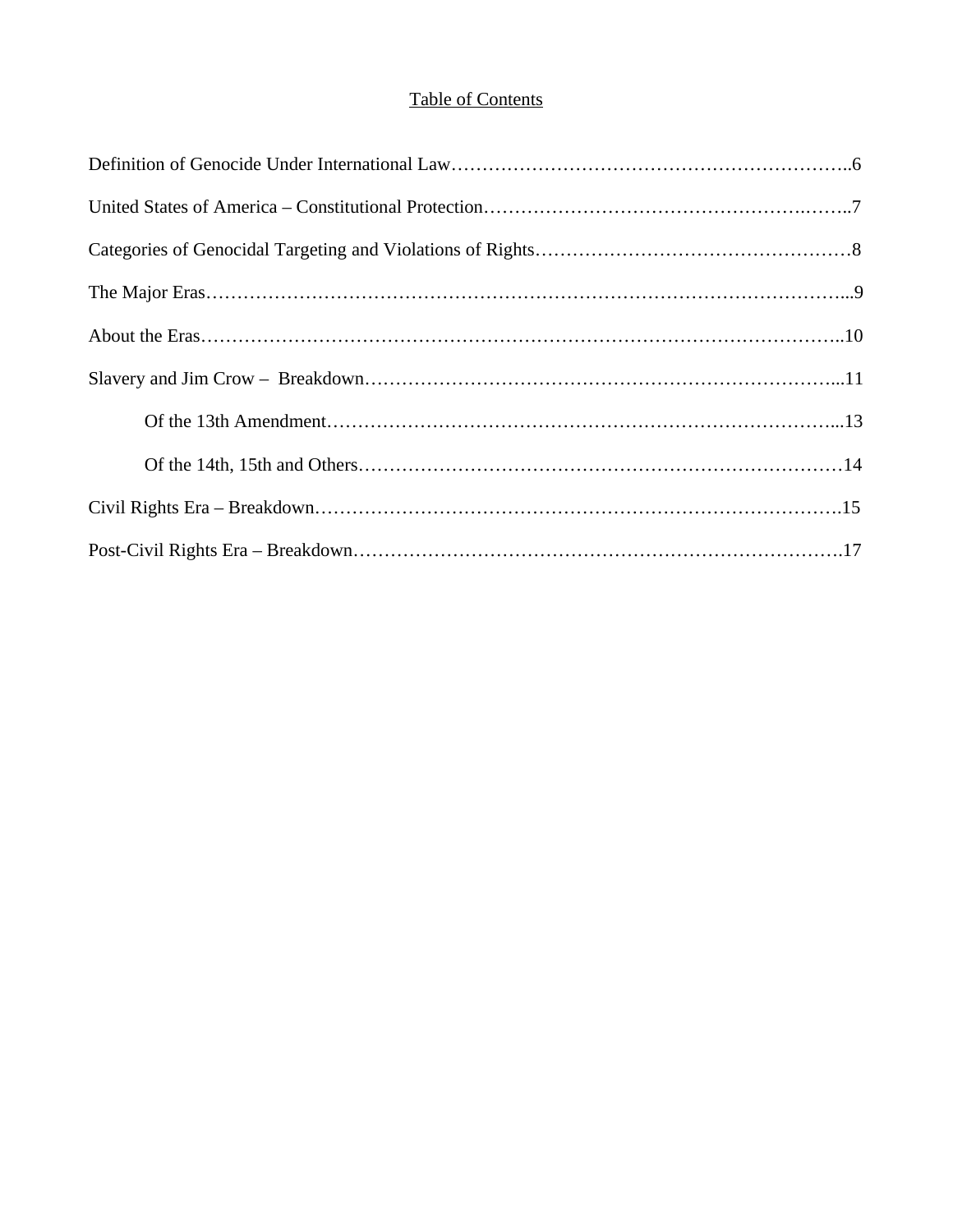Table of Contents

Definition of Genocide Under International Law……………………………………………………………..6

United States of America – Constitutional Protection……………………………………………….……..7

Categories of Genocidal Targeting and Violations of Rights……………………………………………8

The Major Eras…………………………………………………………………………………………...9

About the Eras……………………………………………………………………………………………..10

Slavery and Jim Crow – Breakdown………………………………………………………………….....11

Of the 13th Amendment………………………………………………………………………...13

Of the 14th, 15th and Others……………………………………………………………………14

Civil Rights Era – Breakdown…………………………………………………………………………….15

Post-Civil Rights Era – Breakdown……………………………………………………………………….17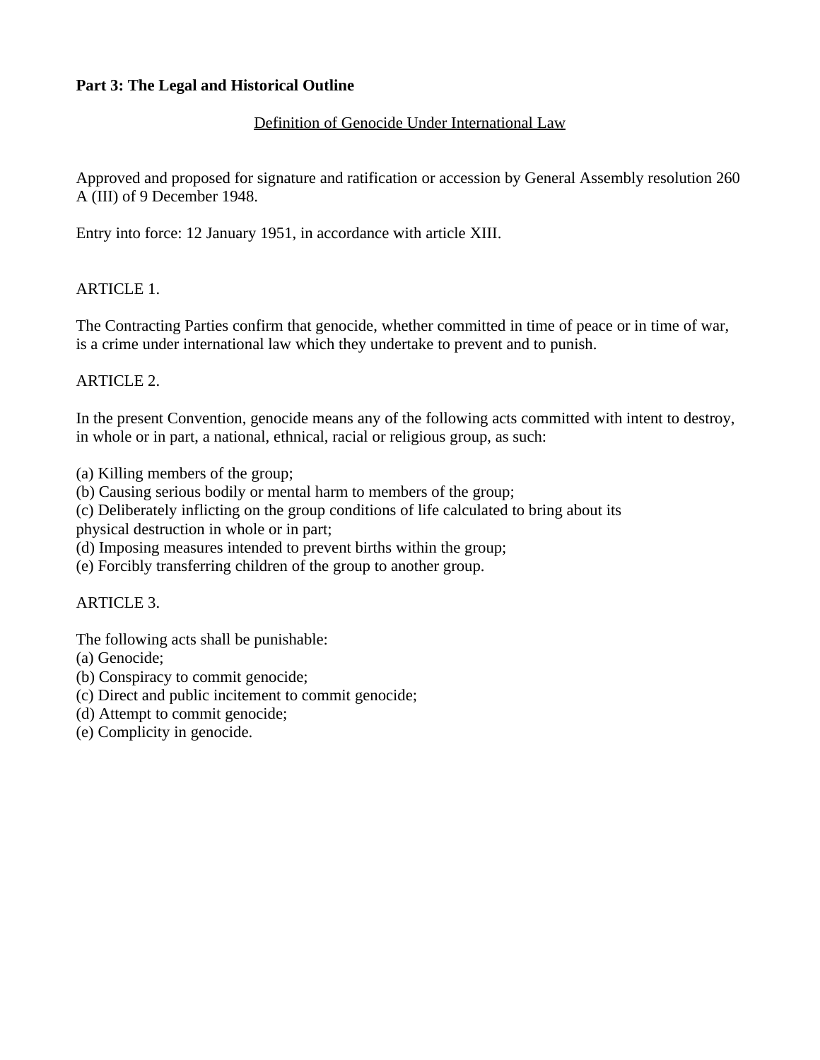**Part 3: The Legal and Historical Outline**

Definition of Genocide Under International Law

Approved and proposed for signature and ratification or accession by General Assembly resolution 260 A (III) of 9 December 1948.

Entry into force: 12 January 1951, in accordance with article XIII.

ARTICLE 1.

The Contracting Parties confirm that genocide, whether committed in time of peace or in time of war, is a crime under international law which they undertake to prevent and to punish.

ARTICLE 2.

In the present Convention, genocide means any of the following acts committed with intent to destroy, in whole or in part, a national, ethnical, racial or religious group, as such:

(a) Killing members of the group;
(b) Causing serious bodily or mental harm to members of the group;
(c) Deliberately inflicting on the group conditions of life calculated to bring about its physical destruction in whole or in part;
(d) Imposing measures intended to prevent births within the group;
(e) Forcibly transferring children of the group to another group.

ARTICLE 3.

The following acts shall be punishable:
(a) Genocide;
(b) Conspiracy to commit genocide;
(c) Direct and public incitement to commit genocide;
(d) Attempt to commit genocide;
(e) Complicity in genocide.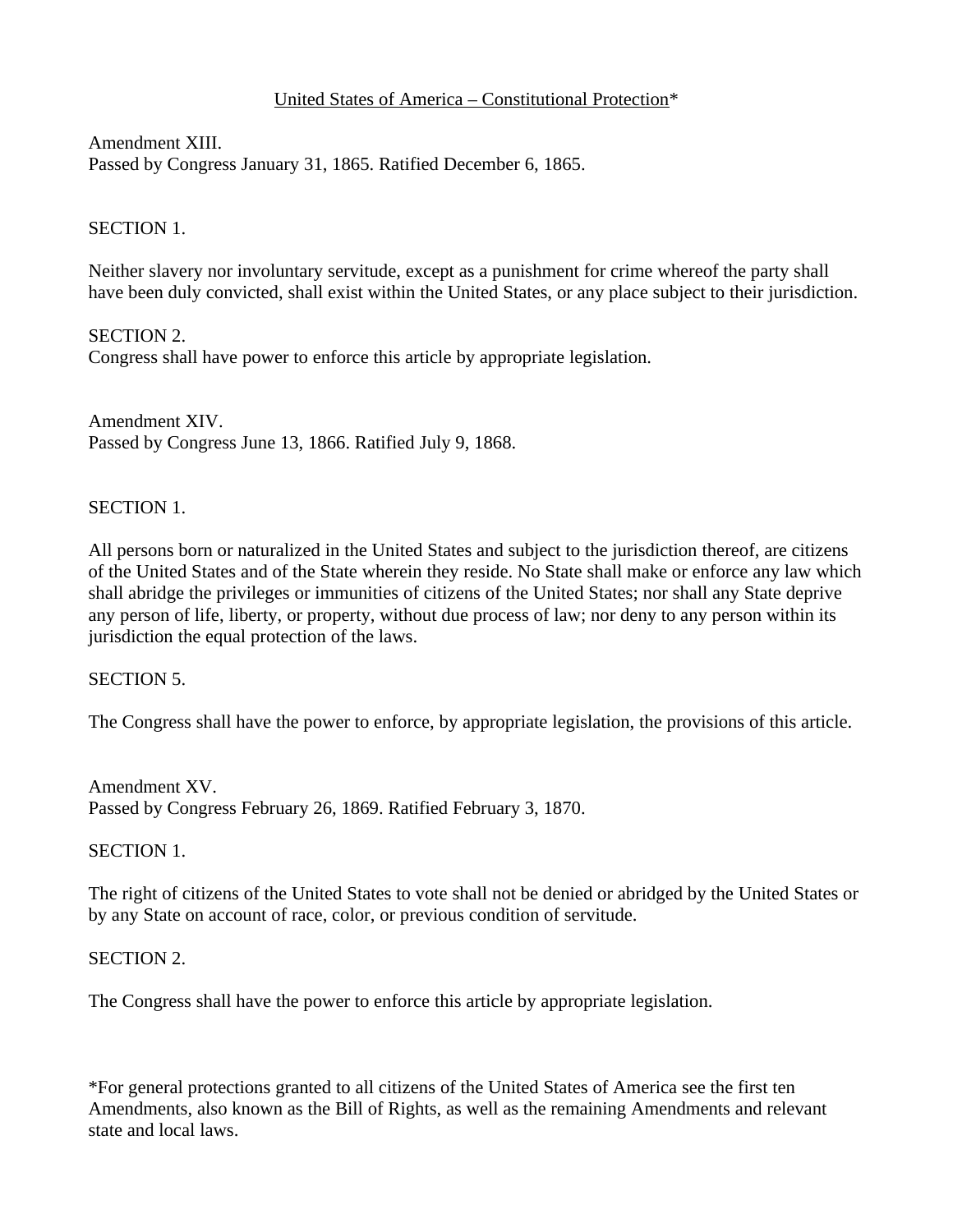## United States of America – Constitutional Protection*

Amendment XIII.
Passed by Congress January 31, 1865. Ratified December 6, 1865.

SECTION 1.

Neither slavery nor involuntary servitude, except as a punishment for crime whereof the party shall have been duly convicted, shall exist within the United States, or any place subject to their jurisdiction.

SECTION 2.
Congress shall have power to enforce this article by appropriate legislation.

Amendment XIV.
Passed by Congress June 13, 1866. Ratified July 9, 1868.

SECTION 1.

All persons born or naturalized in the United States and subject to the jurisdiction thereof, are citizens of the United States and of the State wherein they reside. No State shall make or enforce any law which shall abridge the privileges or immunities of citizens of the United States; nor shall any State deprive any person of life, liberty, or property, without due process of law; nor deny to any person within its jurisdiction the equal protection of the laws.

SECTION 5.

The Congress shall have the power to enforce, by appropriate legislation, the provisions of this article.

Amendment XV.
Passed by Congress February 26, 1869. Ratified February 3, 1870.

SECTION 1.

The right of citizens of the United States to vote shall not be denied or abridged by the United States or by any State on account of race, color, or previous condition of servitude.

SECTION 2.

The Congress shall have the power to enforce this article by appropriate legislation.

*For general protections granted to all citizens of the United States of America see the first ten Amendments, also known as the Bill of Rights, as well as the remaining Amendments and relevant state and local laws.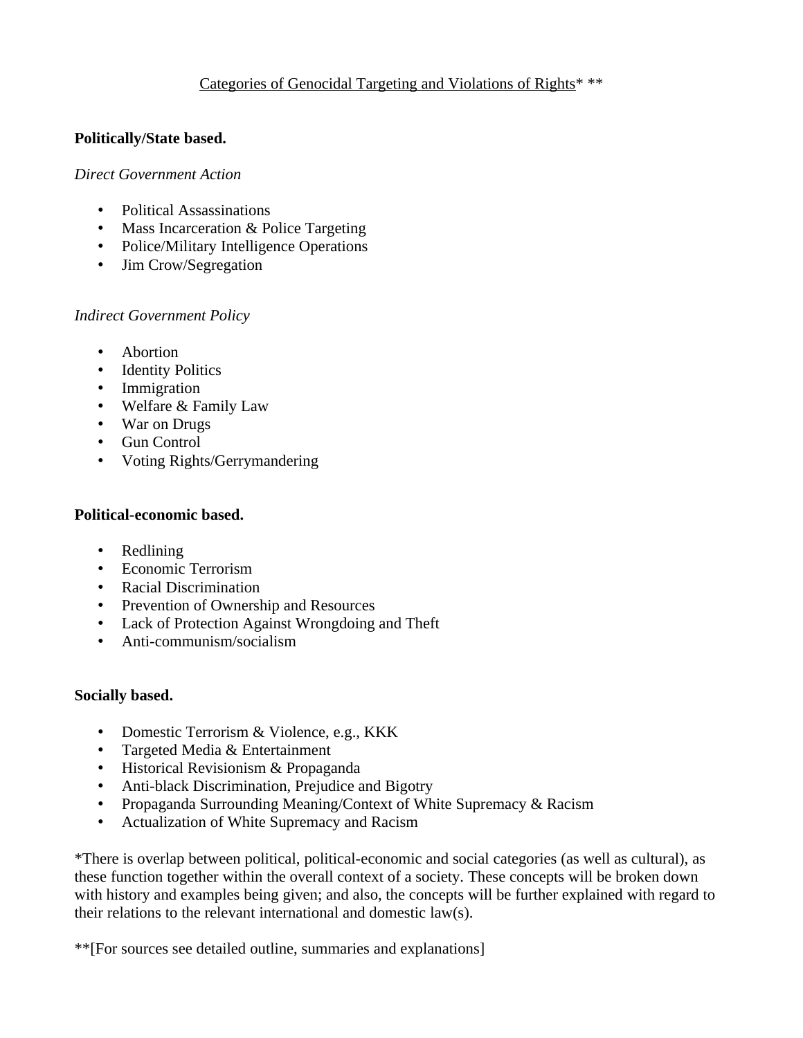<u>Categories of Genocidal Targeting and Violations of Rights</u>* **

**Politically/State based.**

*Direct Government Action*

- Political Assassinations
- Mass Incarceration & Police Targeting
- Police/Military Intelligence Operations
- Jim Crow/Segregation

*Indirect Government Policy*

- Abortion
- Identity Politics
- Immigration
- Welfare & Family Law
- War on Drugs
- Gun Control
- Voting Rights/Gerrymandering

**Political-economic based.**

- Redlining
- Economic Terrorism
- Racial Discrimination
- Prevention of Ownership and Resources
- Lack of Protection Against Wrongdoing and Theft
- Anti-communism/socialism

**Socially based.**

- Domestic Terrorism & Violence, e.g., KKK
- Targeted Media & Entertainment
- Historical Revisionism & Propaganda
- Anti-black Discrimination, Prejudice and Bigotry
- Propaganda Surrounding Meaning/Context of White Supremacy & Racism
- Actualization of White Supremacy and Racism

*There is overlap between political, political-economic and social categories (as well as cultural), as these function together within the overall context of a society. These concepts will be broken down with history and examples being given; and also, the concepts will be further explained with regard to their relations to the relevant international and domestic law(s).

**[For sources see detailed outline, summaries and explanations]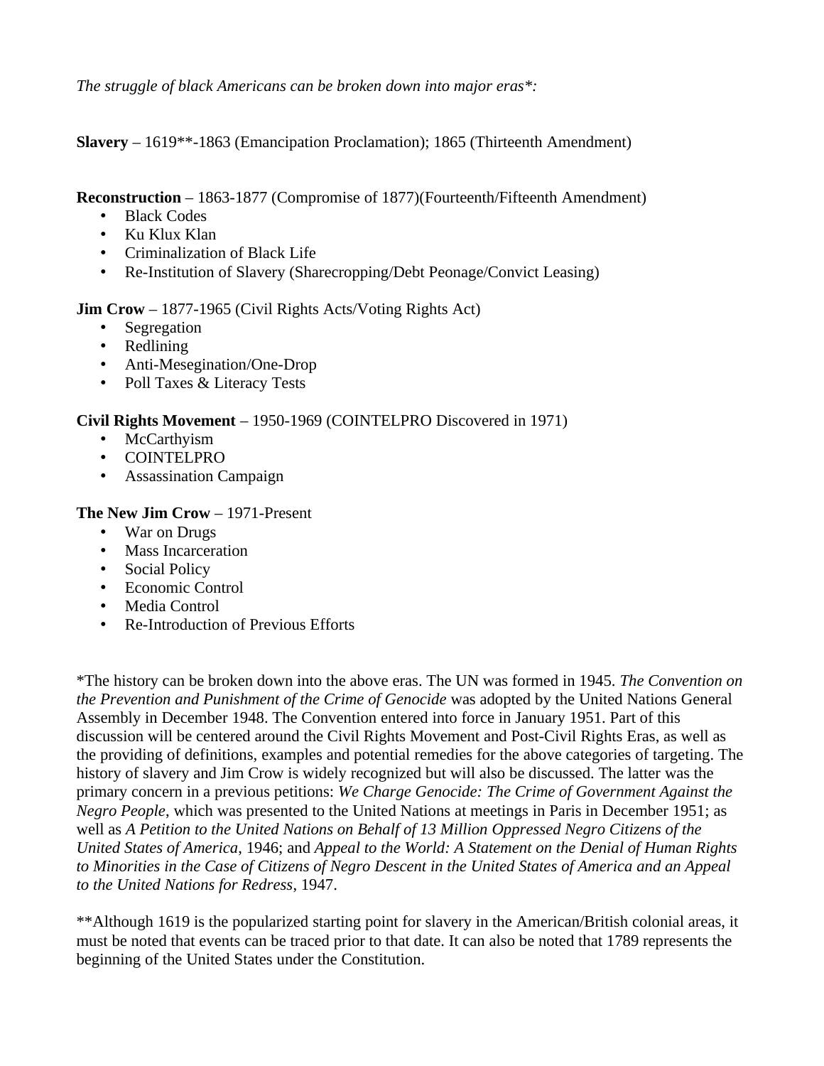*The struggle of black Americans can be broken down into major eras*:*

**Slavery** – 1619**-1863 (Emancipation Proclamation); 1865 (Thirteenth Amendment)

**Reconstruction** – 1863-1877 (Compromise of 1877)(Fourteenth/Fifteenth Amendment)

- Black Codes
- Ku Klux Klan
- Criminalization of Black Life
- Re-Institution of Slavery (Sharecropping/Debt Peonage/Convict Leasing)

**Jim Crow** – 1877-1965 (Civil Rights Acts/Voting Rights Act)

- Segregation
- Redlining
- Anti-Mesegination/One-Drop
- Poll Taxes & Literacy Tests

**Civil Rights Movement** – 1950-1969 (COINTELPRO Discovered in 1971)

- McCarthyism
- COINTELPRO
- Assassination Campaign

**The New Jim Crow** – 1971-Present

- War on Drugs
- Mass Incarceration
- Social Policy
- Economic Control
- Media Control
- Re-Introduction of Previous Efforts

*The history can be broken down into the above eras. The UN was formed in 1945. *The Convention on the Prevention and Punishment of the Crime of Genocide* was adopted by the United Nations General Assembly in December 1948. The Convention entered into force in January 1951. Part of this discussion will be centered around the Civil Rights Movement and Post-Civil Rights Eras, as well as the providing of definitions, examples and potential remedies for the above categories of targeting. The history of slavery and Jim Crow is widely recognized but will also be discussed. The latter was the primary concern in a previous petitions: *We Charge Genocide: The Crime of Government Against the Negro People*, which was presented to the United Nations at meetings in Paris in December 1951; as well as *A Petition to the United Nations on Behalf of 13 Million Oppressed Negro Citizens of the United States of America*, 1946; and *Appeal to the World: A Statement on the Denial of Human Rights to Minorities in the Case of Citizens of Negro Descent in the United States of America and an Appeal to the United Nations for Redress*, 1947.

**Although 1619 is the popularized starting point for slavery in the American/British colonial areas, it must be noted that events can be traced prior to that date. It can also be noted that 1789 represents the beginning of the United States under the Constitution.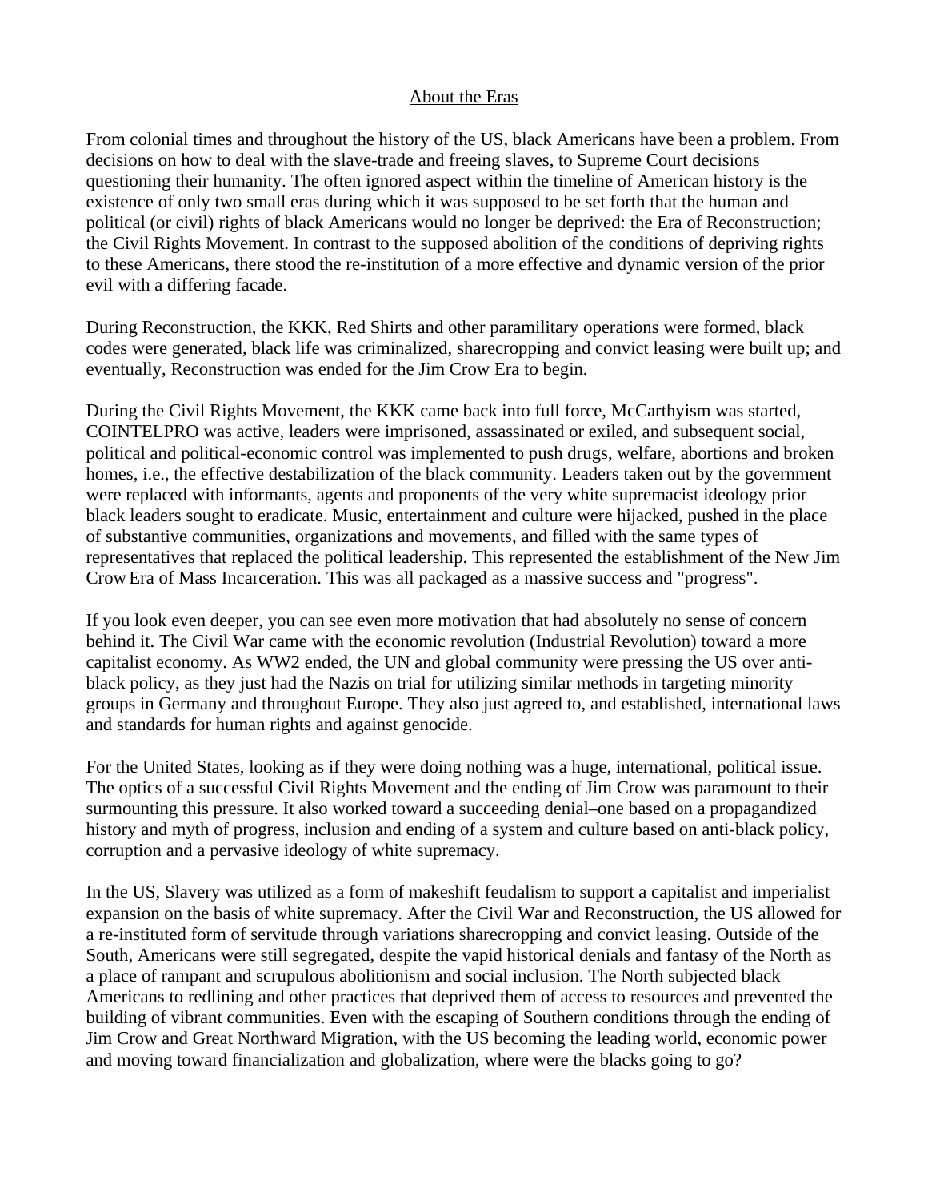## About the Eras

From colonial times and throughout the history of the US, black Americans have been a problem. From decisions on how to deal with the slave-trade and freeing slaves, to Supreme Court decisions questioning their humanity. The often ignored aspect within the timeline of American history is the existence of only two small eras during which it was supposed to be set forth that the human and political (or civil) rights of black Americans would no longer be deprived: the Era of Reconstruction; the Civil Rights Movement. In contrast to the supposed abolition of the conditions of depriving rights to these Americans, there stood the re-institution of a more effective and dynamic version of the prior evil with a differing facade.

During Reconstruction, the KKK, Red Shirts and other paramilitary operations were formed, black codes were generated, black life was criminalized, sharecropping and convict leasing were built up; and eventually, Reconstruction was ended for the Jim Crow Era to begin.

During the Civil Rights Movement, the KKK came back into full force, McCarthyism was started, COINTELPRO was active, leaders were imprisoned, assassinated or exiled, and subsequent social, political and political-economic control was implemented to push drugs, welfare, abortions and broken homes, i.e., the effective destabilization of the black community. Leaders taken out by the government were replaced with informants, agents and proponents of the very white supremacist ideology prior black leaders sought to eradicate. Music, entertainment and culture were hijacked, pushed in the place of substantive communities, organizations and movements, and filled with the same types of representatives that replaced the political leadership. This represented the establishment of the New Jim Crow Era of Mass Incarceration. This was all packaged as a massive success and "progress".

If you look even deeper, you can see even more motivation that had absolutely no sense of concern behind it. The Civil War came with the economic revolution (Industrial Revolution) toward a more capitalist economy. As WW2 ended, the UN and global community were pressing the US over anti-black policy, as they just had the Nazis on trial for utilizing similar methods in targeting minority groups in Germany and throughout Europe. They also just agreed to, and established, international laws and standards for human rights and against genocide.

For the United States, looking as if they were doing nothing was a huge, international, political issue. The optics of a successful Civil Rights Movement and the ending of Jim Crow was paramount to their surmounting this pressure. It also worked toward a succeeding denial–one based on a propagandized history and myth of progress, inclusion and ending of a system and culture based on anti-black policy, corruption and a pervasive ideology of white supremacy.

In the US, Slavery was utilized as a form of makeshift feudalism to support a capitalist and imperialist expansion on the basis of white supremacy. After the Civil War and Reconstruction, the US allowed for a re-instituted form of servitude through variations sharecropping and convict leasing. Outside of the South, Americans were still segregated, despite the vapid historical denials and fantasy of the North as a place of rampant and scrupulous abolitionism and social inclusion. The North subjected black Americans to redlining and other practices that deprived them of access to resources and prevented the building of vibrant communities. Even with the escaping of Southern conditions through the ending of Jim Crow and Great Northward Migration, with the US becoming the leading world, economic power and moving toward financialization and globalization, where were the blacks going to go?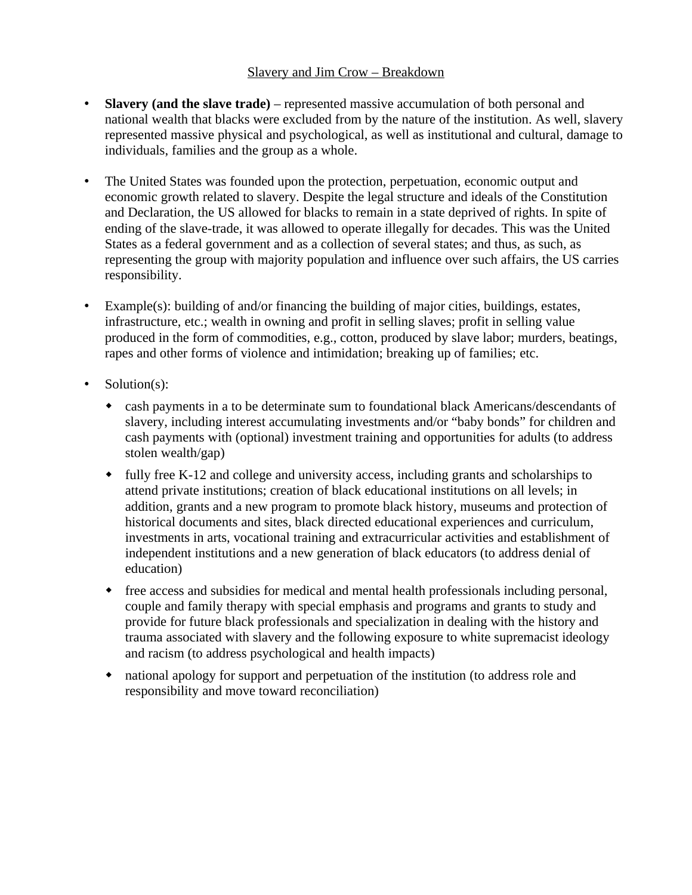Slavery and Jim Crow – Breakdown

- **Slavery (and the slave trade)** – represented massive accumulation of both personal and national wealth that blacks were excluded from by the nature of the institution. As well, slavery represented massive physical and psychological, as well as institutional and cultural, damage to individuals, families and the group as a whole.

- The United States was founded upon the protection, perpetuation, economic output and economic growth related to slavery. Despite the legal structure and ideals of the Constitution and Declaration, the US allowed for blacks to remain in a state deprived of rights. In spite of ending of the slave-trade, it was allowed to operate illegally for decades. This was the United States as a federal government and as a collection of several states; and thus, as such, as representing the group with majority population and influence over such affairs, the US carries responsibility.

- Example(s): building of and/or financing the building of major cities, buildings, estates, infrastructure, etc.; wealth in owning and profit in selling slaves; profit in selling value produced in the form of commodities, e.g., cotton, produced by slave labor; murders, beatings, rapes and other forms of violence and intimidation; breaking up of families; etc.

- Solution(s):
  - cash payments in a to be determinate sum to foundational black Americans/descendants of slavery, including interest accumulating investments and/or "baby bonds" for children and cash payments with (optional) investment training and opportunities for adults (to address stolen wealth/gap)
  - fully free K-12 and college and university access, including grants and scholarships to attend private institutions; creation of black educational institutions on all levels; in addition, grants and a new program to promote black history, museums and protection of historical documents and sites, black directed educational experiences and curriculum, investments in arts, vocational training and extracurricular activities and establishment of independent institutions and a new generation of black educators (to address denial of education)
  - free access and subsidies for medical and mental health professionals including personal, couple and family therapy with special emphasis and programs and grants to study and provide for future black professionals and specialization in dealing with the history and trauma associated with slavery and the following exposure to white supremacist ideology and racism (to address psychological and health impacts)
  - national apology for support and perpetuation of the institution (to address role and responsibility and move toward reconciliation)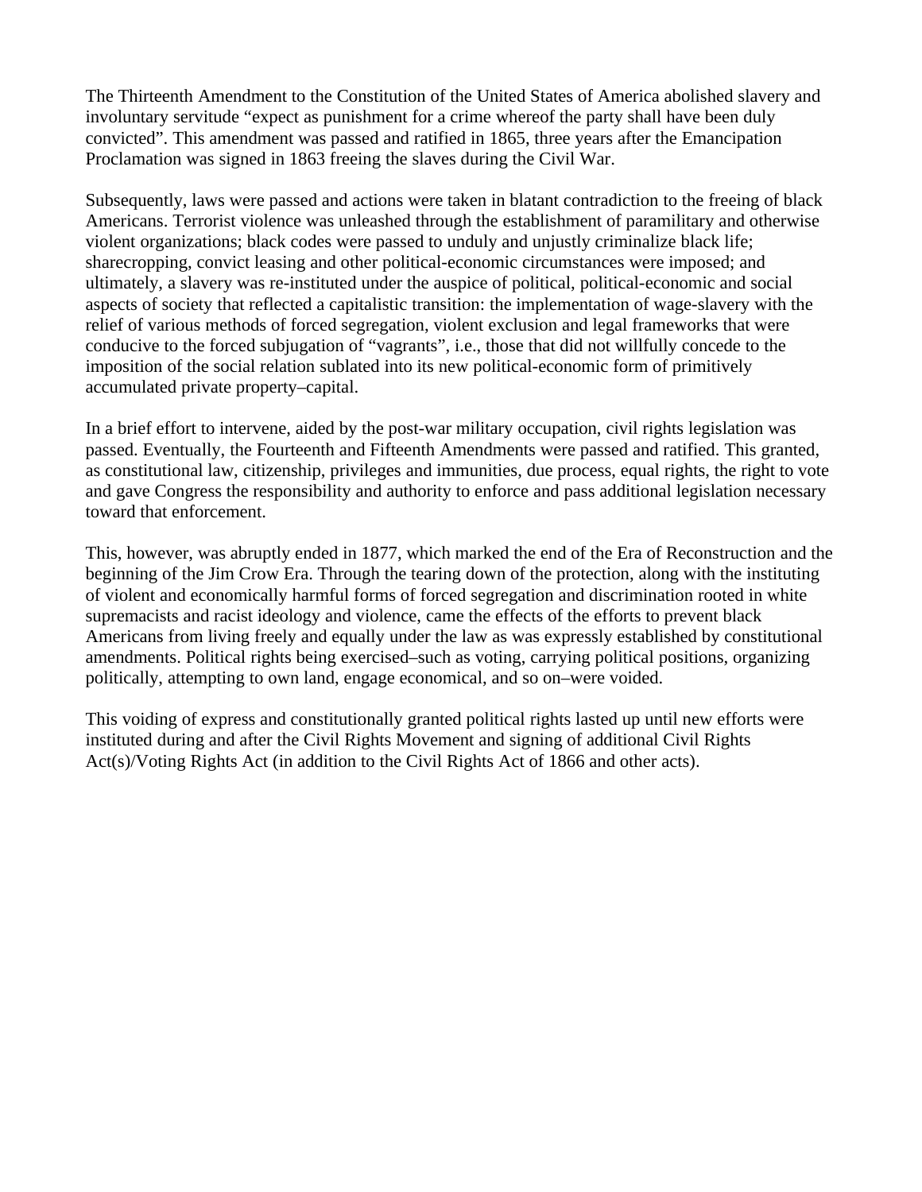The Thirteenth Amendment to the Constitution of the United States of America abolished slavery and involuntary servitude "expect as punishment for a crime whereof the party shall have been duly convicted". This amendment was passed and ratified in 1865, three years after the Emancipation Proclamation was signed in 1863 freeing the slaves during the Civil War.

Subsequently, laws were passed and actions were taken in blatant contradiction to the freeing of black Americans. Terrorist violence was unleashed through the establishment of paramilitary and otherwise violent organizations; black codes were passed to unduly and unjustly criminalize black life; sharecropping, convict leasing and other political-economic circumstances were imposed; and ultimately, a slavery was re-instituted under the auspice of political, political-economic and social aspects of society that reflected a capitalistic transition: the implementation of wage-slavery with the relief of various methods of forced segregation, violent exclusion and legal frameworks that were conducive to the forced subjugation of "vagrants", i.e., those that did not willfully concede to the imposition of the social relation sublated into its new political-economic form of primitively accumulated private property–capital.

In a brief effort to intervene, aided by the post-war military occupation, civil rights legislation was passed. Eventually, the Fourteenth and Fifteenth Amendments were passed and ratified. This granted, as constitutional law, citizenship, privileges and immunities, due process, equal rights, the right to vote and gave Congress the responsibility and authority to enforce and pass additional legislation necessary toward that enforcement.

This, however, was abruptly ended in 1877, which marked the end of the Era of Reconstruction and the beginning of the Jim Crow Era. Through the tearing down of the protection, along with the instituting of violent and economically harmful forms of forced segregation and discrimination rooted in white supremacists and racist ideology and violence, came the effects of the efforts to prevent black Americans from living freely and equally under the law as was expressly established by constitutional amendments. Political rights being exercised–such as voting, carrying political positions, organizing politically, attempting to own land, engage economical, and so on–were voided.

This voiding of express and constitutionally granted political rights lasted up until new efforts were instituted during and after the Civil Rights Movement and signing of additional Civil Rights Act(s)/Voting Rights Act (in addition to the Civil Rights Act of 1866 and other acts).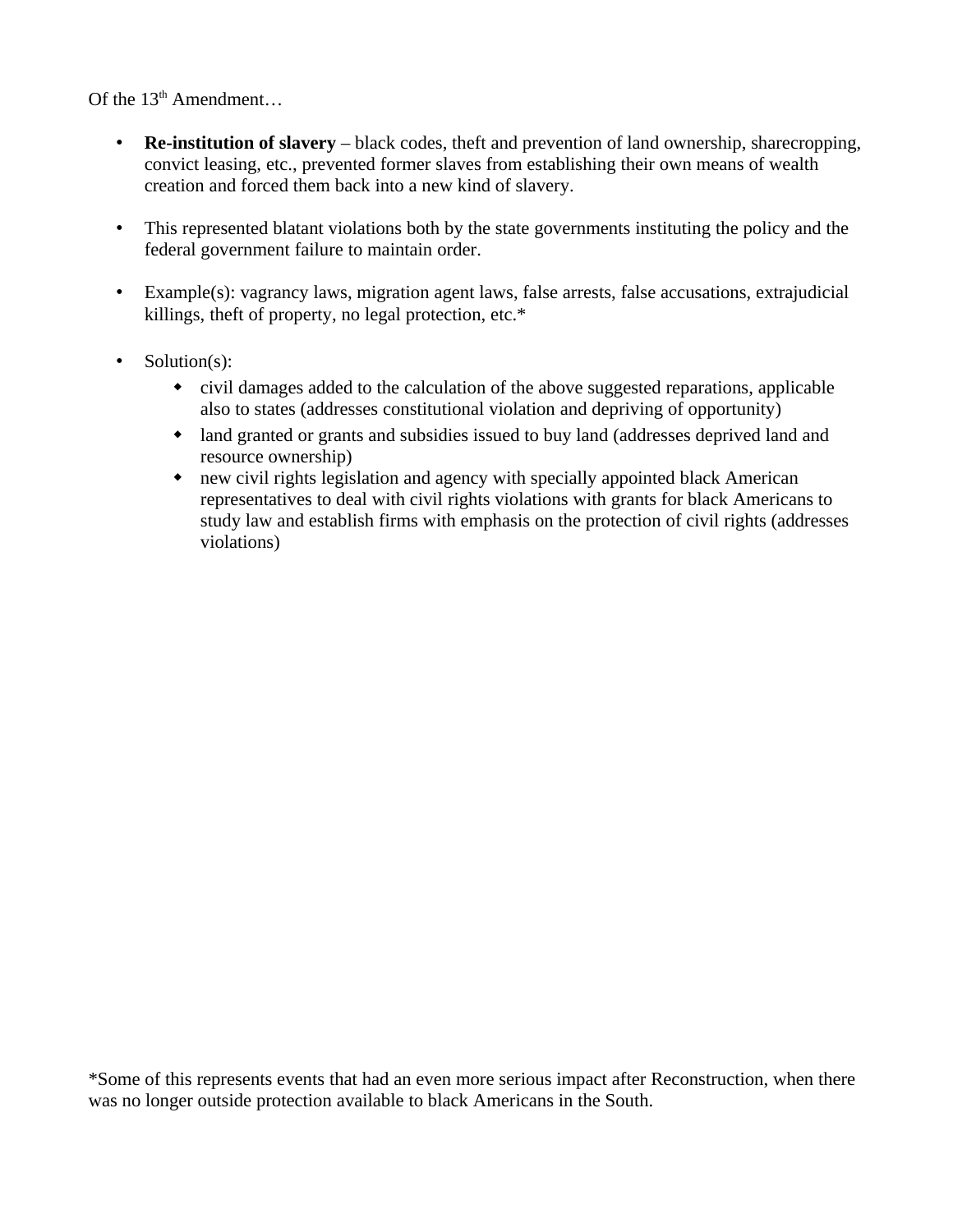Of the 13th Amendment…

- **Re-institution of slavery** – black codes, theft and prevention of land ownership, sharecropping, convict leasing, etc., prevented former slaves from establishing their own means of wealth creation and forced them back into a new kind of slavery.

- This represented blatant violations both by the state governments instituting the policy and the federal government failure to maintain order.

- Example(s): vagrancy laws, migration agent laws, false arrests, false accusations, extrajudicial killings, theft of property, no legal protection, etc.*

- Solution(s):
  - civil damages added to the calculation of the above suggested reparations, applicable also to states (addresses constitutional violation and depriving of opportunity)
  - land granted or grants and subsidies issued to buy land (addresses deprived land and resource ownership)
  - new civil rights legislation and agency with specially appointed black American representatives to deal with civil rights violations with grants for black Americans to study law and establish firms with emphasis on the protection of civil rights (addresses violations)

*Some of this represents events that had an even more serious impact after Reconstruction, when there was no longer outside protection available to black Americans in the South.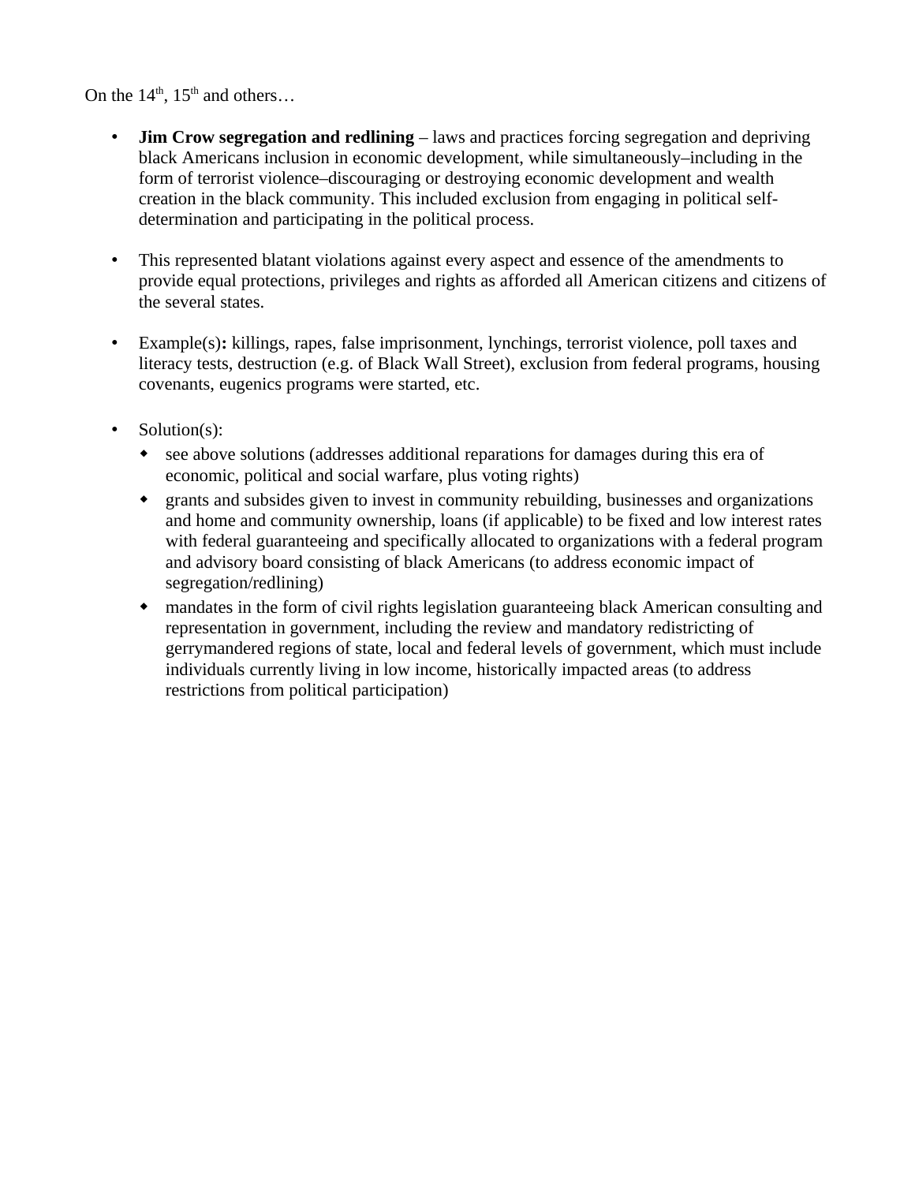On the 14th, 15th and others…

- **Jim Crow segregation and redlining** – laws and practices forcing segregation and depriving black Americans inclusion in economic development, while simultaneously–including in the form of terrorist violence–discouraging or destroying economic development and wealth creation in the black community. This included exclusion from engaging in political self-determination and participating in the political process.

- This represented blatant violations against every aspect and essence of the amendments to provide equal protections, privileges and rights as afforded all American citizens and citizens of the several states.

- Example(s)**:** killings, rapes, false imprisonment, lynchings, terrorist violence, poll taxes and literacy tests, destruction (e.g. of Black Wall Street), exclusion from federal programs, housing covenants, eugenics programs were started, etc.

- Solution(s):
  - see above solutions (addresses additional reparations for damages during this era of economic, political and social warfare, plus voting rights)
  - grants and subsides given to invest in community rebuilding, businesses and organizations and home and community ownership, loans (if applicable) to be fixed and low interest rates with federal guaranteeing and specifically allocated to organizations with a federal program and advisory board consisting of black Americans (to address economic impact of segregation/redlining)
  - mandates in the form of civil rights legislation guaranteeing black American consulting and representation in government, including the review and mandatory redistricting of gerrymandered regions of state, local and federal levels of government, which must include individuals currently living in low income, historically impacted areas (to address restrictions from political participation)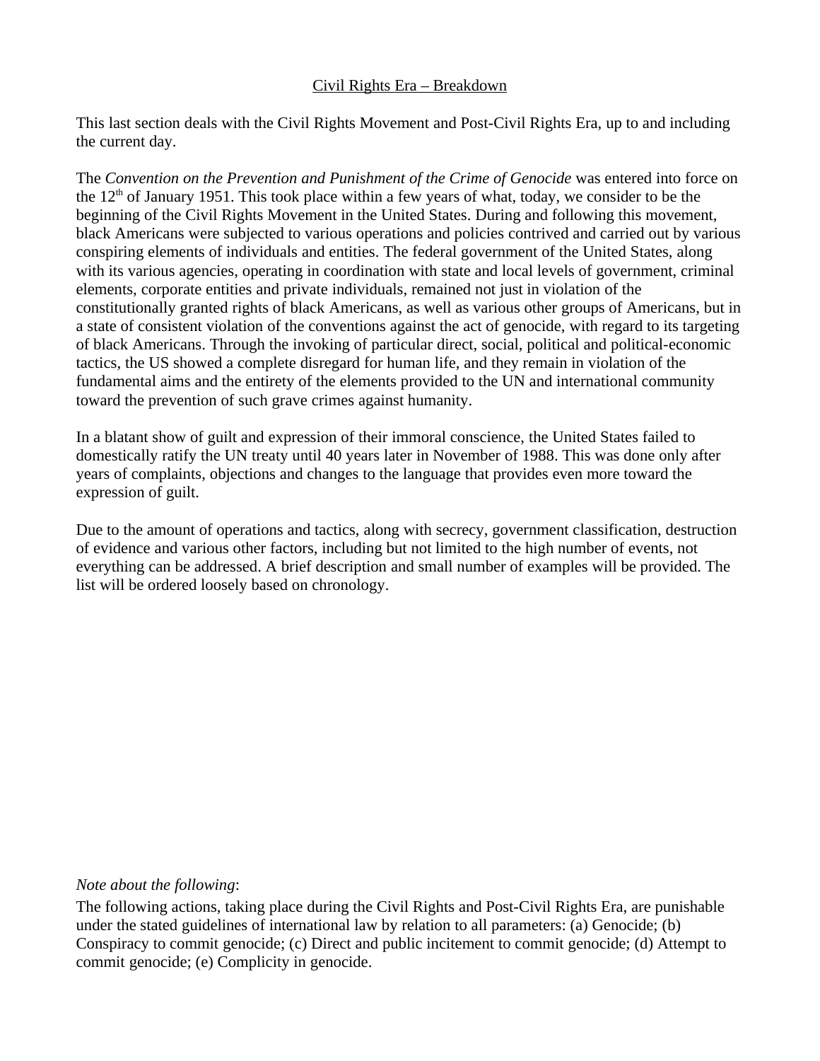Civil Rights Era – Breakdown

This last section deals with the Civil Rights Movement and Post-Civil Rights Era, up to and including the current day.

The *Convention on the Prevention and Punishment of the Crime of Genocide* was entered into force on the 12th of January 1951. This took place within a few years of what, today, we consider to be the beginning of the Civil Rights Movement in the United States. During and following this movement, black Americans were subjected to various operations and policies contrived and carried out by various conspiring elements of individuals and entities. The federal government of the United States, along with its various agencies, operating in coordination with state and local levels of government, criminal elements, corporate entities and private individuals, remained not just in violation of the constitutionally granted rights of black Americans, as well as various other groups of Americans, but in a state of consistent violation of the conventions against the act of genocide, with regard to its targeting of black Americans. Through the invoking of particular direct, social, political and political-economic tactics, the US showed a complete disregard for human life, and they remain in violation of the fundamental aims and the entirety of the elements provided to the UN and international community toward the prevention of such grave crimes against humanity.

In a blatant show of guilt and expression of their immoral conscience, the United States failed to domestically ratify the UN treaty until 40 years later in November of 1988. This was done only after years of complaints, objections and changes to the language that provides even more toward the expression of guilt.

Due to the amount of operations and tactics, along with secrecy, government classification, destruction of evidence and various other factors, including but not limited to the high number of events, not everything can be addressed. A brief description and small number of examples will be provided. The list will be ordered loosely based on chronology.

*Note about the following*:

The following actions, taking place during the Civil Rights and Post-Civil Rights Era, are punishable under the stated guidelines of international law by relation to all parameters: (a) Genocide; (b) Conspiracy to commit genocide; (c) Direct and public incitement to commit genocide; (d) Attempt to commit genocide; (e) Complicity in genocide.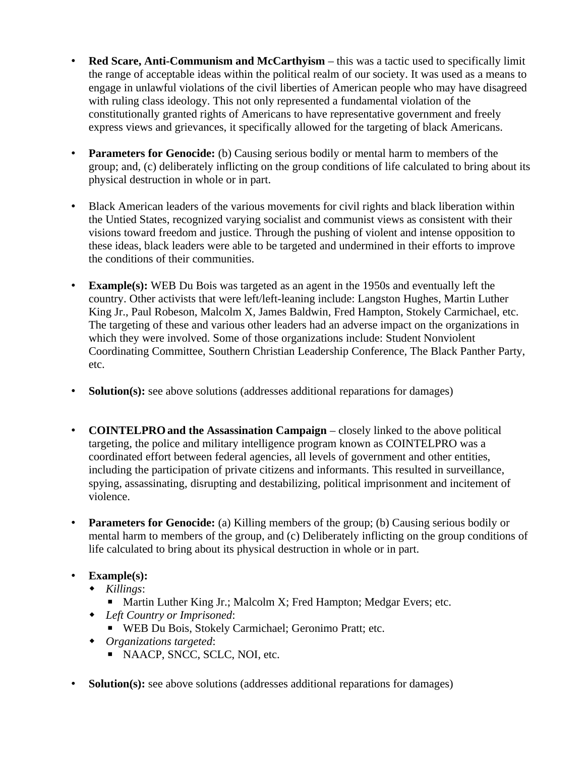- **Red Scare, Anti-Communism and McCarthyism** – this was a tactic used to specifically limit the range of acceptable ideas within the political realm of our society. It was used as a means to engage in unlawful violations of the civil liberties of American people who may have disagreed with ruling class ideology. This not only represented a fundamental violation of the constitutionally granted rights of Americans to have representative government and freely express views and grievances, it specifically allowed for the targeting of black Americans.

- **Parameters for Genocide:** (b) Causing serious bodily or mental harm to members of the group; and, (c) deliberately inflicting on the group conditions of life calculated to bring about its physical destruction in whole or in part.

- Black American leaders of the various movements for civil rights and black liberation within the Untied States, recognized varying socialist and communist views as consistent with their visions toward freedom and justice. Through the pushing of violent and intense opposition to these ideas, black leaders were able to be targeted and undermined in their efforts to improve the conditions of their communities.

- **Example(s):** WEB Du Bois was targeted as an agent in the 1950s and eventually left the country. Other activists that were left/left-leaning include: Langston Hughes, Martin Luther King Jr., Paul Robeson, Malcolm X, James Baldwin, Fred Hampton, Stokely Carmichael, etc. The targeting of these and various other leaders had an adverse impact on the organizations in which they were involved. Some of those organizations include: Student Nonviolent Coordinating Committee, Southern Christian Leadership Conference, The Black Panther Party, etc.

- **Solution(s):** see above solutions (addresses additional reparations for damages)

- **COINTELPRO and the Assassination Campaign** – closely linked to the above political targeting, the police and military intelligence program known as COINTELPRO was a coordinated effort between federal agencies, all levels of government and other entities, including the participation of private citizens and informants. This resulted in surveillance, spying, assassinating, disrupting and destabilizing, political imprisonment and incitement of violence.

- **Parameters for Genocide:** (a) Killing members of the group; (b) Causing serious bodily or mental harm to members of the group, and (c) Deliberately inflicting on the group conditions of life calculated to bring about its physical destruction in whole or in part.

- **Example(s):**
  - *Killings*:
    - Martin Luther King Jr.; Malcolm X; Fred Hampton; Medgar Evers; etc.
  - *Left Country or Imprisoned*:
    - WEB Du Bois, Stokely Carmichael; Geronimo Pratt; etc.
  - *Organizations targeted*:
    - NAACP, SNCC, SCLC, NOI, etc.

- **Solution(s):** see above solutions (addresses additional reparations for damages)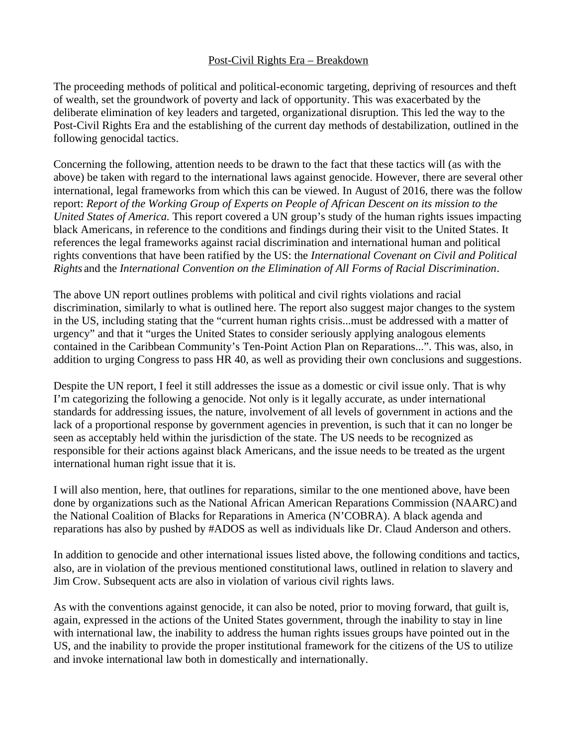## Post-Civil Rights Era – Breakdown

The proceeding methods of political and political-economic targeting, depriving of resources and theft of wealth, set the groundwork of poverty and lack of opportunity. This was exacerbated by the deliberate elimination of key leaders and targeted, organizational disruption. This led the way to the Post-Civil Rights Era and the establishing of the current day methods of destabilization, outlined in the following genocidal tactics.

Concerning the following, attention needs to be drawn to the fact that these tactics will (as with the above) be taken with regard to the international laws against genocide. However, there are several other international, legal frameworks from which this can be viewed. In August of 2016, there was the follow report: *Report of the Working Group of Experts on People of African Descent on its mission to the United States of America.* This report covered a UN group's study of the human rights issues impacting black Americans, in reference to the conditions and findings during their visit to the United States. It references the legal frameworks against racial discrimination and international human and political rights conventions that have been ratified by the US: the *International Covenant on Civil and Political Rights* and the *International Convention on the Elimination of All Forms of Racial Discrimination*.

The above UN report outlines problems with political and civil rights violations and racial discrimination, similarly to what is outlined here. The report also suggest major changes to the system in the US, including stating that the "current human rights crisis...must be addressed with a matter of urgency" and that it "urges the United States to consider seriously applying analogous elements contained in the Caribbean Community's Ten-Point Action Plan on Reparations...". This was, also, in addition to urging Congress to pass HR 40, as well as providing their own conclusions and suggestions.

Despite the UN report, I feel it still addresses the issue as a domestic or civil issue only. That is why I'm categorizing the following a genocide. Not only is it legally accurate, as under international standards for addressing issues, the nature, involvement of all levels of government in actions and the lack of a proportional response by government agencies in prevention, is such that it can no longer be seen as acceptably held within the jurisdiction of the state. The US needs to be recognized as responsible for their actions against black Americans, and the issue needs to be treated as the urgent international human right issue that it is.

I will also mention, here, that outlines for reparations, similar to the one mentioned above, have been done by organizations such as the National African American Reparations Commission (NAARC) and the National Coalition of Blacks for Reparations in America (N'COBRA). A black agenda and reparations has also by pushed by #ADOS as well as individuals like Dr. Claud Anderson and others.

In addition to genocide and other international issues listed above, the following conditions and tactics, also, are in violation of the previous mentioned constitutional laws, outlined in relation to slavery and Jim Crow. Subsequent acts are also in violation of various civil rights laws.

As with the conventions against genocide, it can also be noted, prior to moving forward, that guilt is, again, expressed in the actions of the United States government, through the inability to stay in line with international law, the inability to address the human rights issues groups have pointed out in the US, and the inability to provide the proper institutional framework for the citizens of the US to utilize and invoke international law both in domestically and internationally.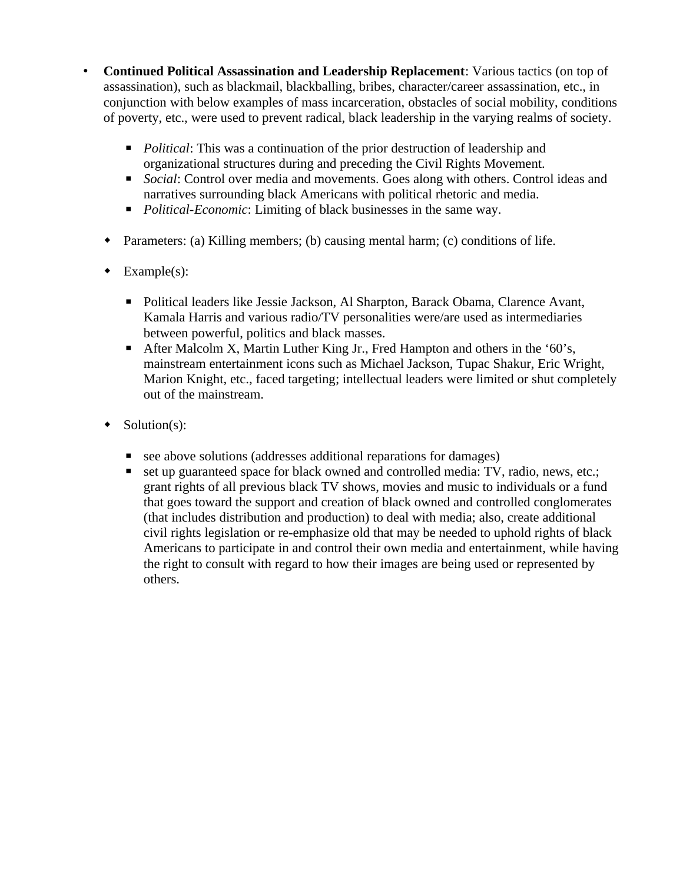- **Continued Political Assassination and Leadership Replacement**: Various tactics (on top of assassination), such as blackmail, blackballing, bribes, character/career assassination, etc., in conjunction with below examples of mass incarceration, obstacles of social mobility, conditions of poverty, etc., were used to prevent radical, black leadership in the varying realms of society.

    - *Political*: This was a continuation of the prior destruction of leadership and organizational structures during and preceding the Civil Rights Movement.
    - *Social*: Control over media and movements. Goes along with others. Control ideas and narratives surrounding black Americans with political rhetoric and media.
    - *Political-Economic*: Limiting of black businesses in the same way.

  - Parameters: (a) Killing members; (b) causing mental harm; (c) conditions of life.

  - Example(s):

    - Political leaders like Jessie Jackson, Al Sharpton, Barack Obama, Clarence Avant, Kamala Harris and various radio/TV personalities were/are used as intermediaries between powerful, politics and black masses.
    - After Malcolm X, Martin Luther King Jr., Fred Hampton and others in the '60's, mainstream entertainment icons such as Michael Jackson, Tupac Shakur, Eric Wright, Marion Knight, etc., faced targeting; intellectual leaders were limited or shut completely out of the mainstream.

  - Solution(s):

    - see above solutions (addresses additional reparations for damages)
    - set up guaranteed space for black owned and controlled media: TV, radio, news, etc.; grant rights of all previous black TV shows, movies and music to individuals or a fund that goes toward the support and creation of black owned and controlled conglomerates (that includes distribution and production) to deal with media; also, create additional civil rights legislation or re-emphasize old that may be needed to uphold rights of black Americans to participate in and control their own media and entertainment, while having the right to consult with regard to how their images are being used or represented by others.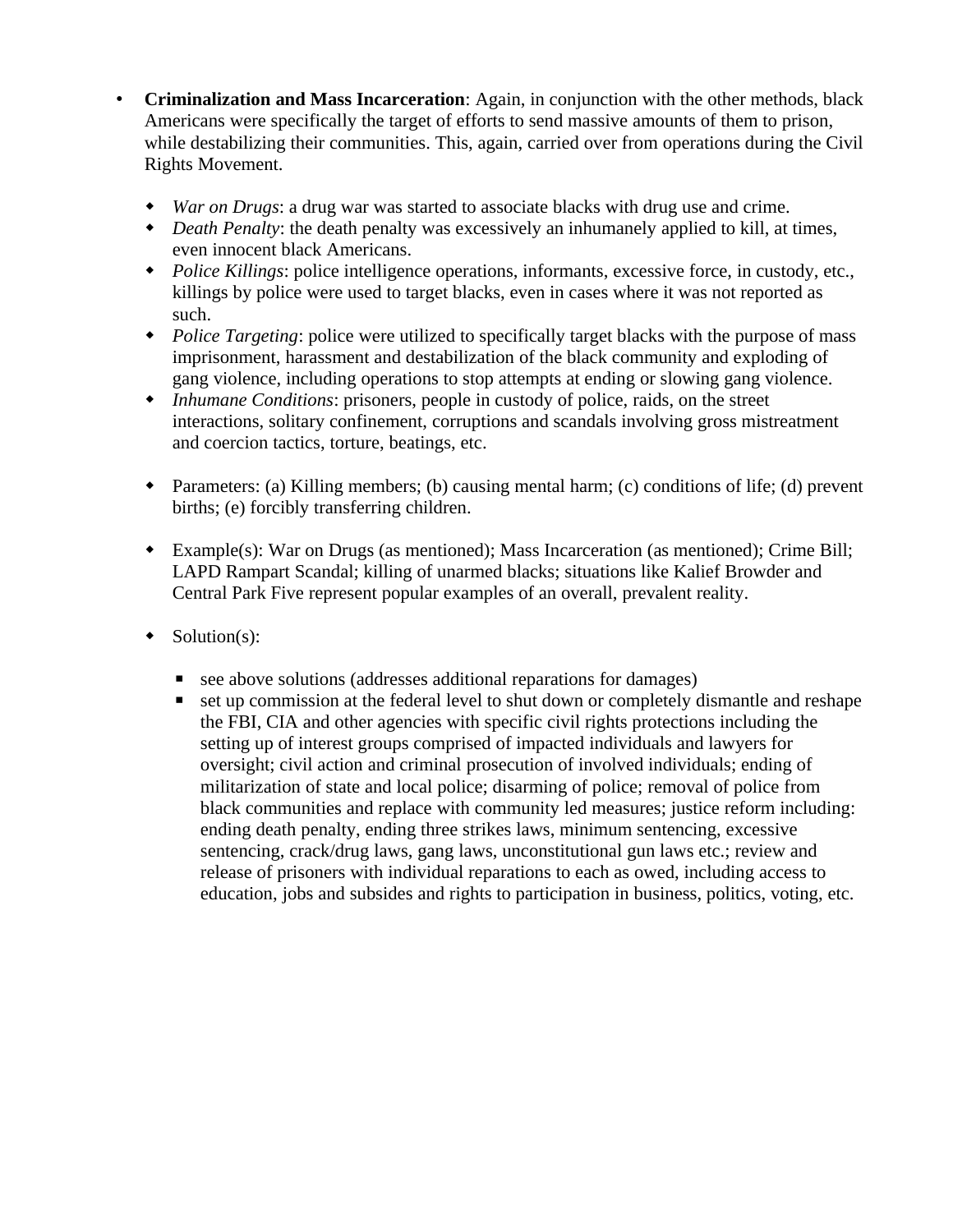- **Criminalization and Mass Incarceration**: Again, in conjunction with the other methods, black Americans were specifically the target of efforts to send massive amounts of them to prison, while destabilizing their communities. This, again, carried over from operations during the Civil Rights Movement.

  - *War on Drugs*: a drug war was started to associate blacks with drug use and crime.
  - *Death Penalty*: the death penalty was excessively an inhumanely applied to kill, at times, even innocent black Americans.
  - *Police Killings*: police intelligence operations, informants, excessive force, in custody, etc., killings by police were used to target blacks, even in cases where it was not reported as such.
  - *Police Targeting*: police were utilized to specifically target blacks with the purpose of mass imprisonment, harassment and destabilization of the black community and exploding of gang violence, including operations to stop attempts at ending or slowing gang violence.
  - *Inhumane Conditions*: prisoners, people in custody of police, raids, on the street interactions, solitary confinement, corruptions and scandals involving gross mistreatment and coercion tactics, torture, beatings, etc.

  - Parameters: (a) Killing members; (b) causing mental harm; (c) conditions of life; (d) prevent births; (e) forcibly transferring children.

  - Example(s): War on Drugs (as mentioned); Mass Incarceration (as mentioned); Crime Bill; LAPD Rampart Scandal; killing of unarmed blacks; situations like Kalief Browder and Central Park Five represent popular examples of an overall, prevalent reality.

  - Solution(s):

    - see above solutions (addresses additional reparations for damages)
    - set up commission at the federal level to shut down or completely dismantle and reshape the FBI, CIA and other agencies with specific civil rights protections including the setting up of interest groups comprised of impacted individuals and lawyers for oversight; civil action and criminal prosecution of involved individuals; ending of militarization of state and local police; disarming of police; removal of police from black communities and replace with community led measures; justice reform including: ending death penalty, ending three strikes laws, minimum sentencing, excessive sentencing, crack/drug laws, gang laws, unconstitutional gun laws etc.; review and release of prisoners with individual reparations to each as owed, including access to education, jobs and subsides and rights to participation in business, politics, voting, etc.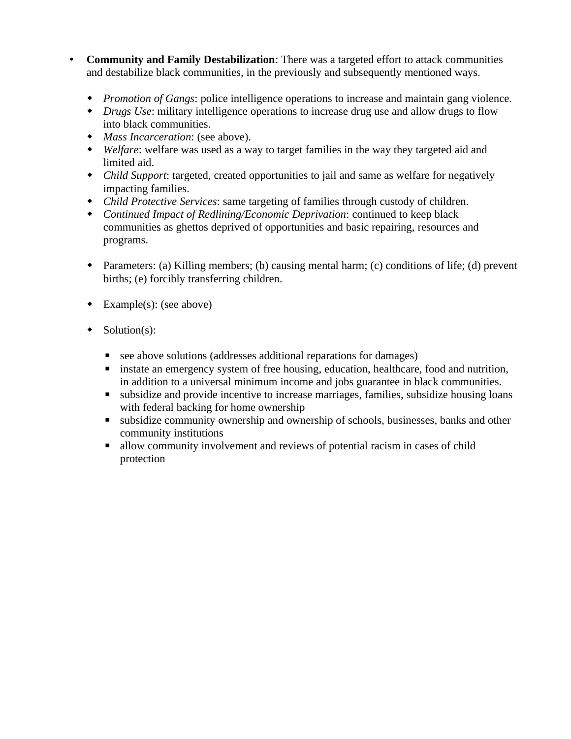- **Community and Family Destabilization**: There was a targeted effort to attack communities and destabilize black communities, in the previously and subsequently mentioned ways.

  - *Promotion of Gangs*: police intelligence operations to increase and maintain gang violence.
  - *Drugs Use*: military intelligence operations to increase drug use and allow drugs to flow into black communities.
  - *Mass Incarceration*: (see above).
  - *Welfare*: welfare was used as a way to target families in the way they targeted aid and limited aid.
  - *Child Support*: targeted, created opportunities to jail and same as welfare for negatively impacting families.
  - *Child Protective Services*: same targeting of families through custody of children.
  - *Continued Impact of Redlining/Economic Deprivation*: continued to keep black communities as ghettos deprived of opportunities and basic repairing, resources and programs.

  - Parameters: (a) Killing members; (b) causing mental harm; (c) conditions of life; (d) prevent births; (e) forcibly transferring children.

  - Example(s): (see above)

  - Solution(s):

    - see above solutions (addresses additional reparations for damages)
    - instate an emergency system of free housing, education, healthcare, food and nutrition, in addition to a universal minimum income and jobs guarantee in black communities.
    - subsidize and provide incentive to increase marriages, families, subsidize housing loans with federal backing for home ownership
    - subsidize community ownership and ownership of schools, businesses, banks and other community institutions
    - allow community involvement and reviews of potential racism in cases of child protection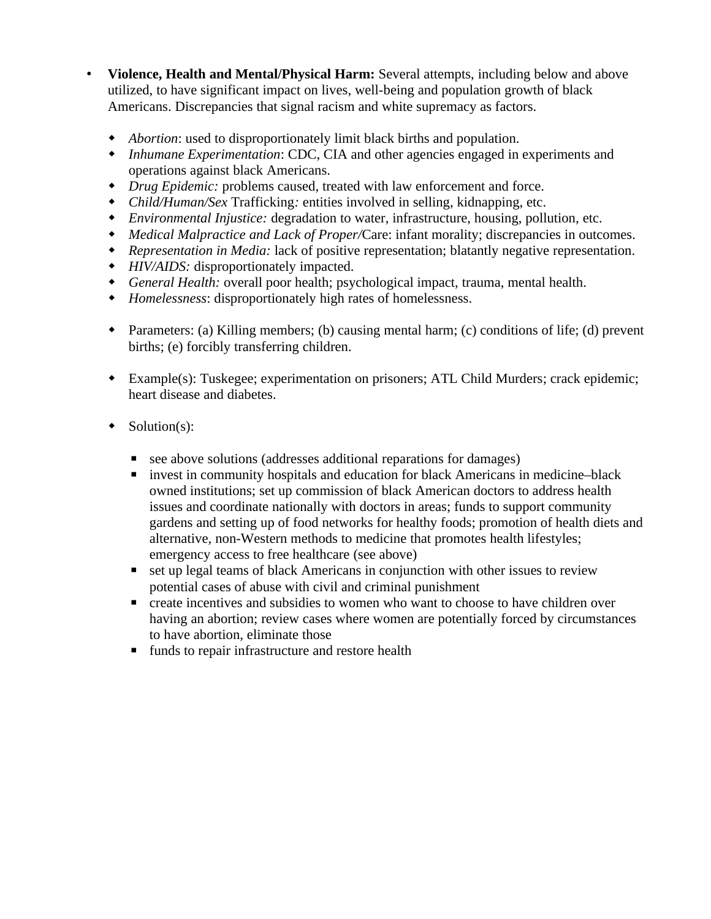- **Violence, Health and Mental/Physical Harm:** Several attempts, including below and above utilized, to have significant impact on lives, well-being and population growth of black Americans. Discrepancies that signal racism and white supremacy as factors.

  - *Abortion*: used to disproportionately limit black births and population.
  - *Inhumane Experimentation*: CDC, CIA and other agencies engaged in experiments and operations against black Americans.
  - *Drug Epidemic:* problems caused, treated with law enforcement and force.
  - *Child/Human/Sex* Trafficking*:* entities involved in selling, kidnapping, etc.
  - *Environmental Injustice:* degradation to water, infrastructure, housing, pollution, etc.
  - *Medical Malpractice and Lack of Proper/*Care: infant morality; discrepancies in outcomes.
  - *Representation in Media:* lack of positive representation; blatantly negative representation.
  - *HIV/AIDS:* disproportionately impacted.
  - *General Health:* overall poor health; psychological impact, trauma, mental health.
  - *Homelessness*: disproportionately high rates of homelessness.

  - Parameters: (a) Killing members; (b) causing mental harm; (c) conditions of life; (d) prevent births; (e) forcibly transferring children.

  - Example(s): Tuskegee; experimentation on prisoners; ATL Child Murders; crack epidemic; heart disease and diabetes.

  - Solution(s):

    - see above solutions (addresses additional reparations for damages)
    - invest in community hospitals and education for black Americans in medicine–black owned institutions; set up commission of black American doctors to address health issues and coordinate nationally with doctors in areas; funds to support community gardens and setting up of food networks for healthy foods; promotion of health diets and alternative, non-Western methods to medicine that promotes health lifestyles; emergency access to free healthcare (see above)
    - set up legal teams of black Americans in conjunction with other issues to review potential cases of abuse with civil and criminal punishment
    - create incentives and subsidies to women who want to choose to have children over having an abortion; review cases where women are potentially forced by circumstances to have abortion, eliminate those
    - funds to repair infrastructure and restore health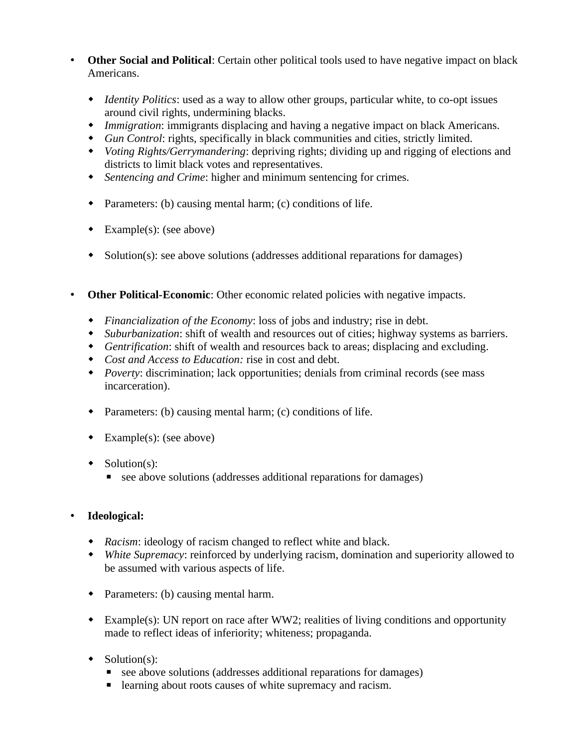- **Other Social and Political**: Certain other political tools used to have negative impact on black Americans.

  - *Identity Politics*: used as a way to allow other groups, particular white, to co-opt issues around civil rights, undermining blacks.
  - *Immigration*: immigrants displacing and having a negative impact on black Americans.
  - *Gun Control*: rights, specifically in black communities and cities, strictly limited.
  - *Voting Rights/Gerrymandering*: depriving rights; dividing up and rigging of elections and districts to limit black votes and representatives.
  - *Sentencing and Crime*: higher and minimum sentencing for crimes.

  - Parameters: (b) causing mental harm; (c) conditions of life.

  - Example(s): (see above)

  - Solution(s): see above solutions (addresses additional reparations for damages)

- **Other Political-Economic**: Other economic related policies with negative impacts.

  - *Financialization of the Economy*: loss of jobs and industry; rise in debt.
  - *Suburbanization*: shift of wealth and resources out of cities; highway systems as barriers.
  - *Gentrification*: shift of wealth and resources back to areas; displacing and excluding.
  - *Cost and Access to Education:* rise in cost and debt.
  - *Poverty*: discrimination; lack opportunities; denials from criminal records (see mass incarceration).

  - Parameters: (b) causing mental harm; (c) conditions of life.

  - Example(s): (see above)

  - Solution(s):
    - see above solutions (addresses additional reparations for damages)

- **Ideological:**

  - *Racism*: ideology of racism changed to reflect white and black.
  - *White Supremacy*: reinforced by underlying racism, domination and superiority allowed to be assumed with various aspects of life.

  - Parameters: (b) causing mental harm.

  - Example(s): UN report on race after WW2; realities of living conditions and opportunity made to reflect ideas of inferiority; whiteness; propaganda.

  - Solution(s):
    - see above solutions (addresses additional reparations for damages)
    - learning about roots causes of white supremacy and racism.